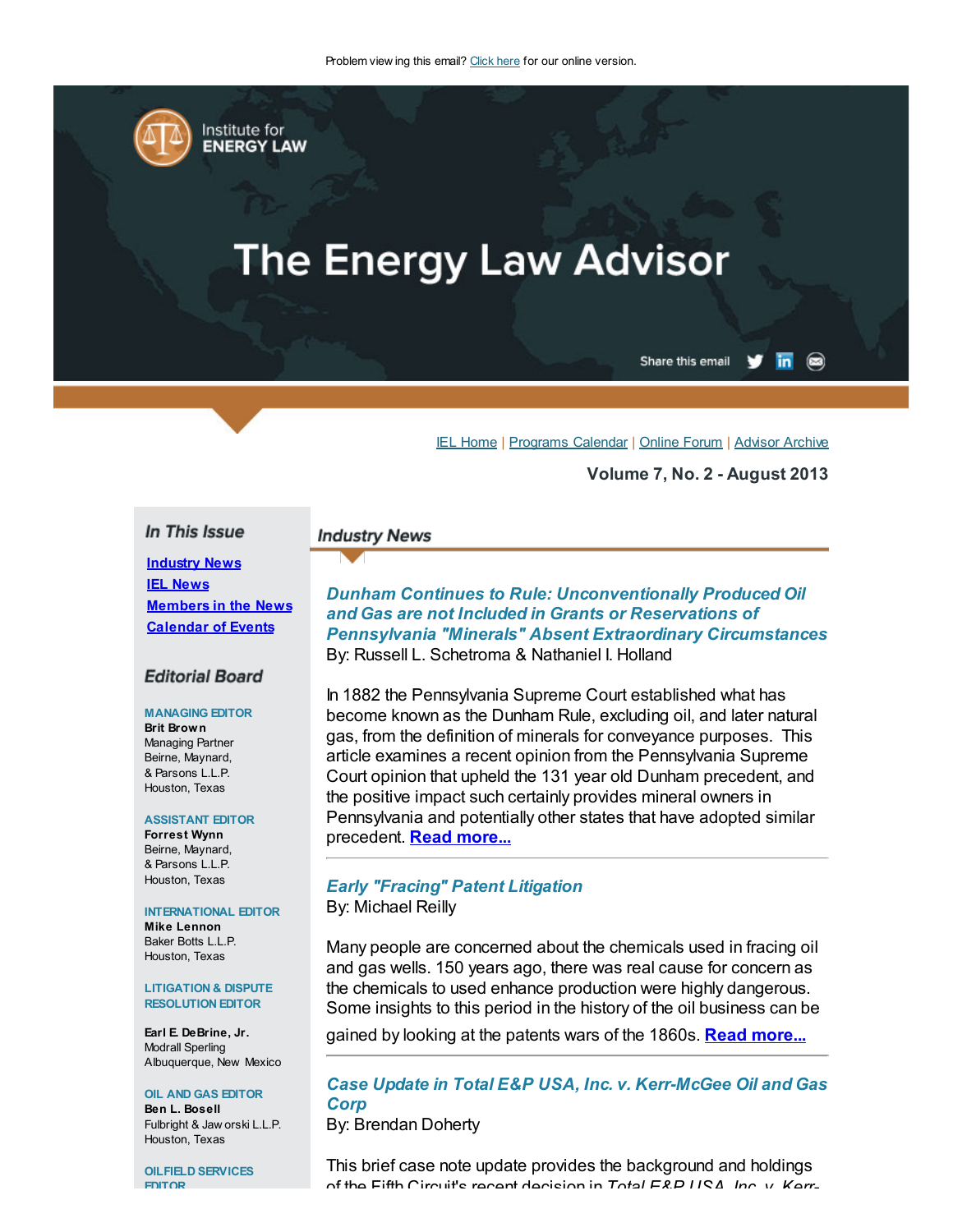Problem viewing this email? Click here for our online version.

Institute for ENERGY LAW

# The Energy Law Advisor

Share this email

IEL Home | Programs Calendar | Online Forum | Advisor Archive

**Volume 7, No. 2 - August 2013**

## In This Issue

- **Industry News**
- **IEL News**
- **Members in the News**
- **Calendar of Events**

## Editorial Board

MANAGING EDITOR
**Brit Brown**
Managing Partner
Beirne, Maynard, & Parsons L.L.P.
Houston, Texas

ASSISTANT EDITOR
**Forrest Wynn**
Beirne, Maynard, & Parsons L.L.P.
Houston, Texas

INTERNATIONAL EDITOR
**Mike Lennon**
Baker Botts L.L.P.
Houston, Texas

LITIGATION & DISPUTE RESOLUTION EDITOR

**Earl E. DeBrine, Jr.**
Modrall Sperling
Albuquerque, New Mexico

OIL AND GAS EDITOR
**Ben L. Bosell**
Fulbright & Jaworski L.L.P.
Houston, Texas

OILFIELD SERVICES EDITOR

## Industry News

### *Dunham Continues to Rule: Unconventionally Produced Oil and Gas are not Included in Grants or Reservations of Pennsylvania "Minerals" Absent Extraordinary Circumstances*

By: Russell L. Schetroma & Nathaniel I. Holland

In 1882 the Pennsylvania Supreme Court established what has become known as the Dunham Rule, excluding oil, and later natural gas, from the definition of minerals for conveyance purposes. This article examines a recent opinion from the Pennsylvania Supreme Court opinion that upheld the 131 year old Dunham precedent, and the positive impact such certainly provides mineral owners in Pennsylvania and potentially other states that have adopted similar precedent. **Read more...**

### *Early "Fracing" Patent Litigation*

By: Michael Reilly

Many people are concerned about the chemicals used in fracing oil and gas wells. 150 years ago, there was real cause for concern as the chemicals to used enhance production were highly dangerous. Some insights to this period in the history of the oil business can be gained by looking at the patents wars of the 1860s. **Read more...**

### *Case Update in Total E&P USA, Inc. v. Kerr-McGee Oil and Gas Corp*

By: Brendan Doherty

This brief case note update provides the background and holdings of the Fifth Circuit's recent decision in *Total E&P USA, Inc. v. Kerr-*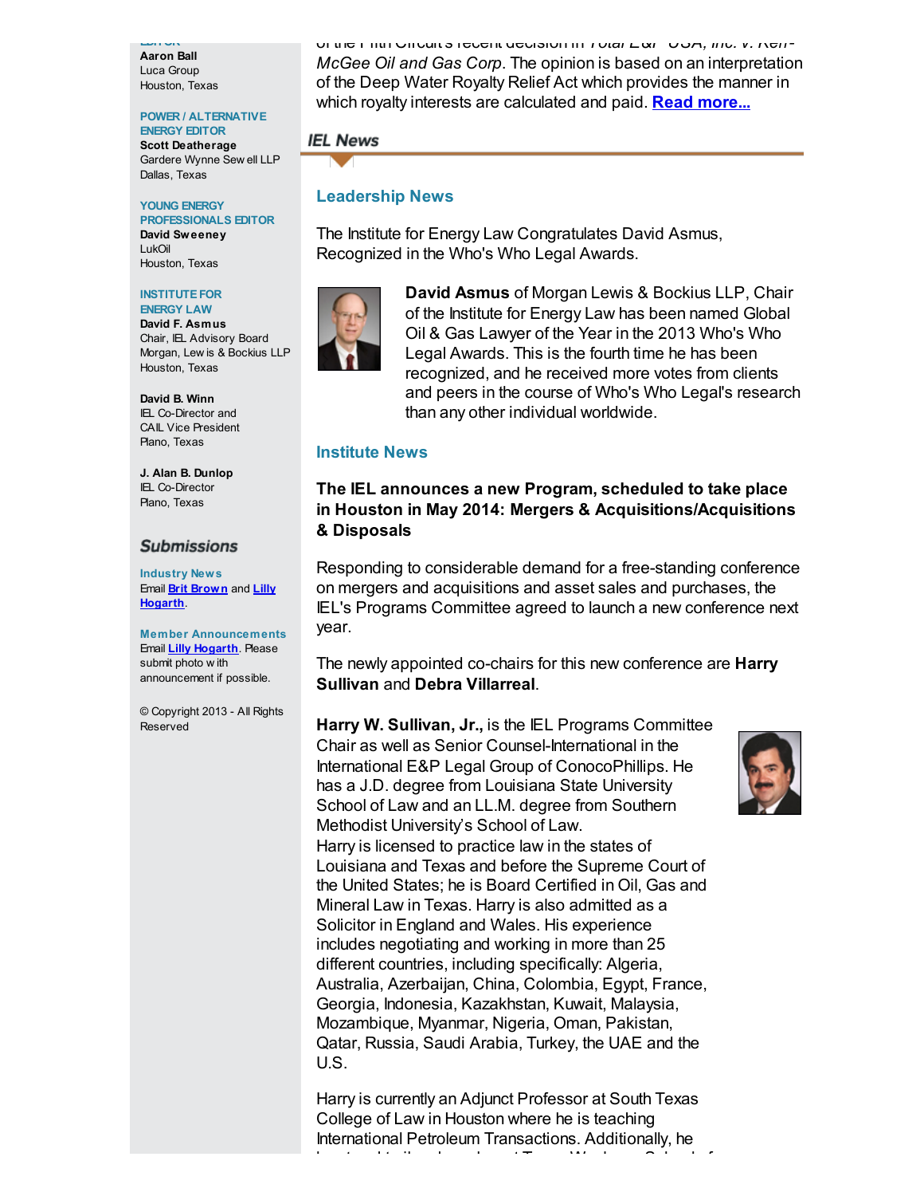EDITOR
**Aaron Ball**
Luca Group
Houston, Texas

POWER / ALTERNATIVE ENERGY EDITOR
**Scott Deatherage**
Gardere Wynne Sewell LLP
Dallas, Texas

YOUNG ENERGY PROFESSIONALS EDITOR
**David Sweeney**
LukOil
Houston, Texas

INSTITUTE FOR ENERGY LAW
**David F. Asmus**
Chair, IEL Advisory Board
Morgan, Lewis & Bockius LLP
Houston, Texas

**David B. Winn**
IEL Co-Director and
CAIL Vice President
Plano, Texas

**J. Alan B. Dunlop**
IEL Co-Director
Plano, Texas

## Submissions

**Industry News**
Email Brit Brown and Lilly Hogarth.

**Member Announcements**
Email Lilly Hogarth. Please submit photo with announcement if possible.

© Copyright 2013 - All Rights Reserved

of the Fifth Circuit's recent decision in *Total E&P USA, Inc. v. Kerr-McGee Oil and Gas Corp*. The opinion is based on an interpretation of the Deep Water Royalty Relief Act which provides the manner in which royalty interests are calculated and paid. **Read more...**

## IEL News

### Leadership News

The Institute for Energy Law Congratulates David Asmus, Recognized in the Who's Who Legal Awards.

**David Asmus** of Morgan Lewis & Bockius LLP, Chair of the Institute for Energy Law has been named Global Oil & Gas Lawyer of the Year in the 2013 Who's Who Legal Awards. This is the fourth time he has been recognized, and he received more votes from clients and peers in the course of Who's Who Legal's research than any other individual worldwide.

### Institute News

**The IEL announces a new Program, scheduled to take place in Houston in May 2014: Mergers & Acquisitions/Acquisitions & Disposals**

Responding to considerable demand for a free-standing conference on mergers and acquisitions and asset sales and purchases, the IEL's Programs Committee agreed to launch a new conference next year.

The newly appointed co-chairs for this new conference are **Harry Sullivan** and **Debra Villarreal**.

**Harry W. Sullivan, Jr.,** is the IEL Programs Committee Chair as well as Senior Counsel-International in the International E&P Legal Group of ConocoPhillips. He has a J.D. degree from Louisiana State University School of Law and an LL.M. degree from Southern Methodist University's School of Law.
Harry is licensed to practice law in the states of Louisiana and Texas and before the Supreme Court of the United States; he is Board Certified in Oil, Gas and Mineral Law in Texas. Harry is also admitted as a Solicitor in England and Wales. His experience includes negotiating and working in more than 25 different countries, including specifically: Algeria, Australia, Azerbaijan, China, Colombia, Egypt, France, Georgia, Indonesia, Kazakhstan, Kuwait, Malaysia, Mozambique, Myanmar, Nigeria, Oman, Pakistan, Qatar, Russia, Saudi Arabia, Turkey, the UAE and the U.S.

Harry is currently an Adjunct Professor at South Texas College of Law in Houston where he is teaching International Petroleum Transactions. Additionally, he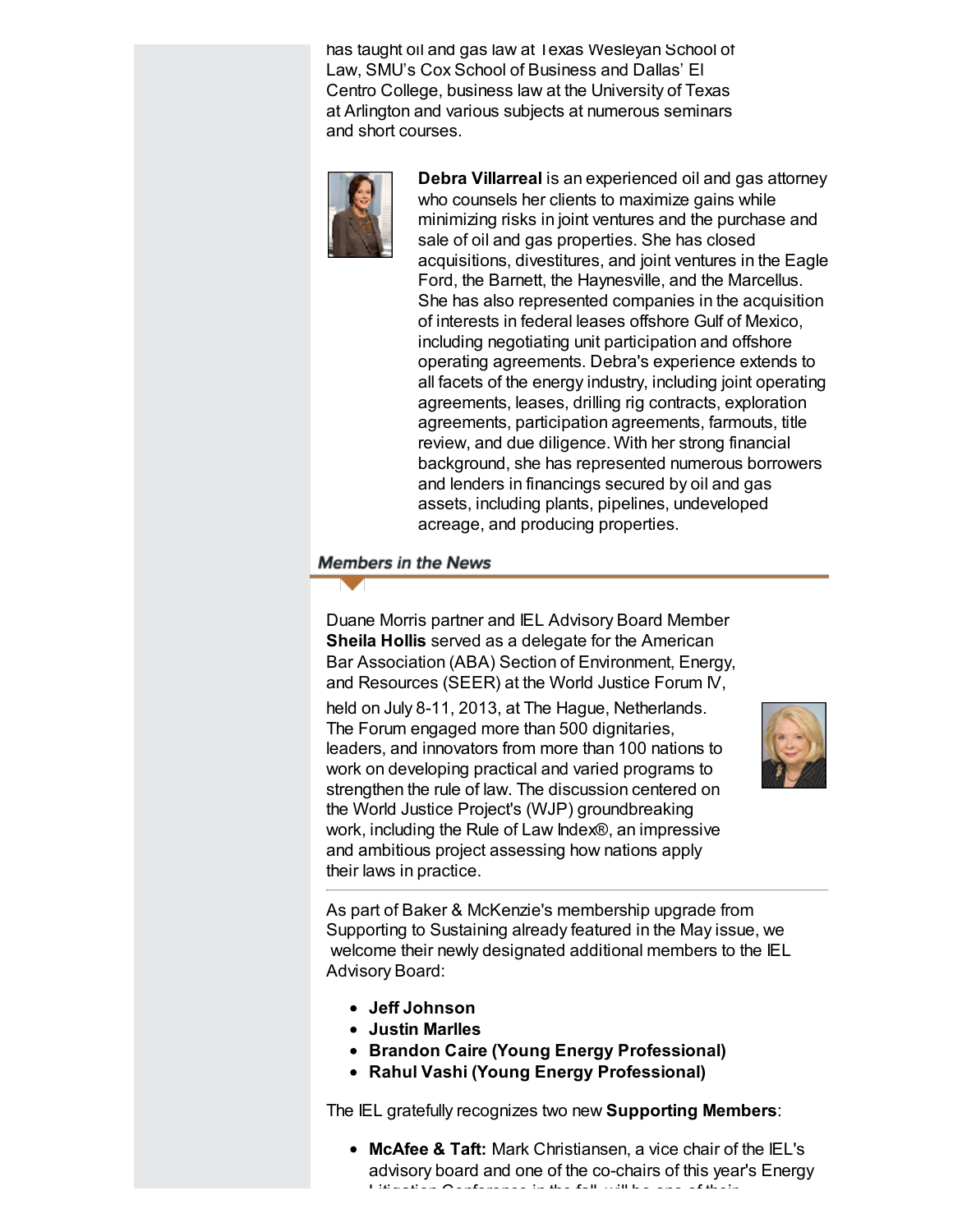has taught oil and gas law at Texas Wesleyan School of Law, SMU's Cox School of Business and Dallas' El Centro College, business law at the University of Texas at Arlington and various subjects at numerous seminars and short courses.

**Debra Villarreal** is an experienced oil and gas attorney who counsels her clients to maximize gains while minimizing risks in joint ventures and the purchase and sale of oil and gas properties. She has closed acquisitions, divestitures, and joint ventures in the Eagle Ford, the Barnett, the Haynesville, and the Marcellus. She has also represented companies in the acquisition of interests in federal leases offshore Gulf of Mexico, including negotiating unit participation and offshore operating agreements. Debra's experience extends to all facets of the energy industry, including joint operating agreements, leases, drilling rig contracts, exploration agreements, participation agreements, farmouts, title review, and due diligence. With her strong financial background, she has represented numerous borrowers and lenders in financings secured by oil and gas assets, including plants, pipelines, undeveloped acreage, and producing properties.

## Members in the News

Duane Morris partner and IEL Advisory Board Member **Sheila Hollis** served as a delegate for the American Bar Association (ABA) Section of Environment, Energy, and Resources (SEER) at the World Justice Forum IV, held on July 8-11, 2013, at The Hague, Netherlands. The Forum engaged more than 500 dignitaries, leaders, and innovators from more than 100 nations to work on developing practical and varied programs to strengthen the rule of law. The discussion centered on the World Justice Project's (WJP) groundbreaking work, including the Rule of Law Index®, an impressive and ambitious project assessing how nations apply their laws in practice.

---

As part of Baker & McKenzie's membership upgrade from Supporting to Sustaining already featured in the May issue, we welcome their newly designated additional members to the IEL Advisory Board:

- **Jeff Johnson**
- **Justin Marlles**
- **Brandon Caire (Young Energy Professional)**
- **Rahul Vashi (Young Energy Professional)**

The IEL gratefully recognizes two new **Supporting Members**:

- **McAfee & Taft:** Mark Christiansen, a vice chair of the IEL's advisory board and one of the co-chairs of this year's Energy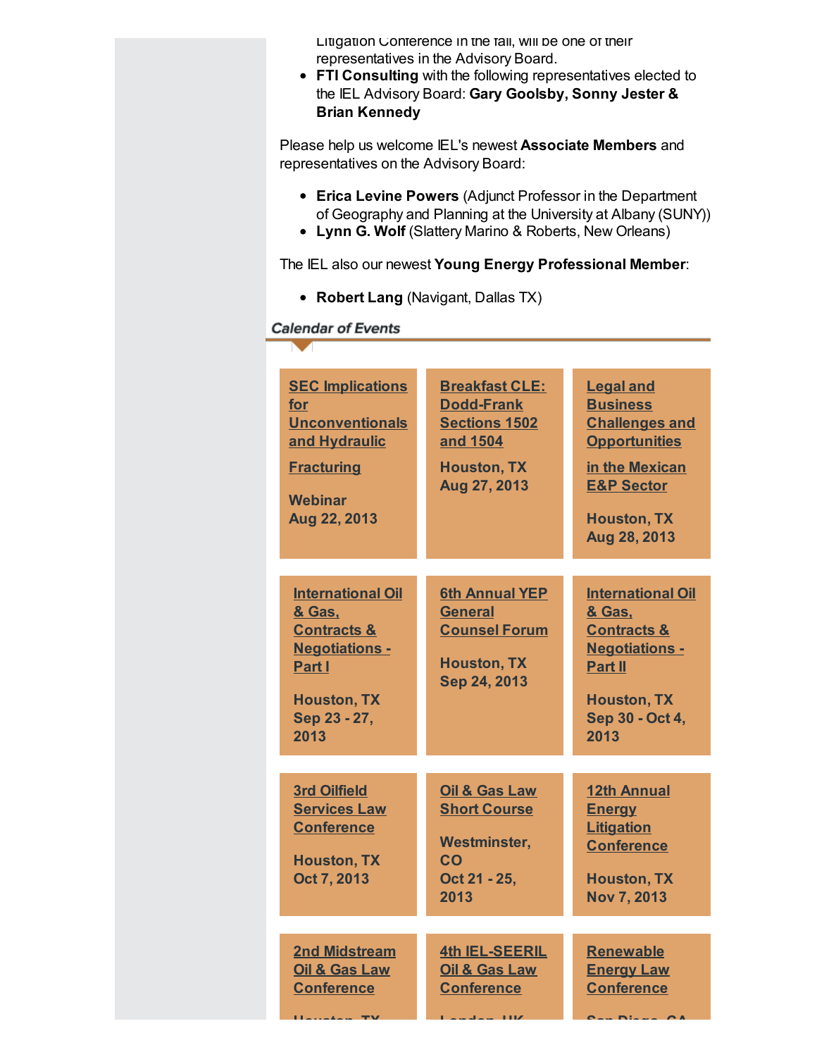Litigation Conference in the fall, will be one of their representatives in the Advisory Board.
- **FTI Consulting** with the following representatives elected to the IEL Advisory Board: **Gary Goolsby, Sonny Jester & Brian Kennedy**

Please help us welcome IEL's newest **Associate Members** and representatives on the Advisory Board:

- **Erica Levine Powers** (Adjunct Professor in the Department of Geography and Planning at the University at Albany (SUNY))
- **Lynn G. Wolf** (Slattery Marino & Roberts, New Orleans)

The IEL also our newest **Young Energy Professional Member**:

- **Robert Lang** (Navigant, Dallas TX)

## Calendar of Events

| | | |
|---|---|---|
| **SEC Implications for Unconventionals and Hydraulic Fracturing**<br><br>**Webinar**<br>**Aug 22, 2013** | **Breakfast CLE: Dodd-Frank Sections 1502 and 1504**<br><br>**Houston, TX**<br>**Aug 27, 2013** | **Legal and Business Challenges and Opportunities in the Mexican E&P Sector**<br><br>**Houston, TX**<br>**Aug 28, 2013** |
| **International Oil & Gas, Contracts & Negotiations - Part I**<br><br>**Houston, TX**<br>**Sep 23 - 27, 2013** | **6th Annual YEP General Counsel Forum**<br><br>**Houston, TX**<br>**Sep 24, 2013** | **International Oil & Gas, Contracts & Negotiations - Part II**<br><br>**Houston, TX**<br>**Sep 30 - Oct 4, 2013** |
| **3rd Oilfield Services Law Conference**<br><br>**Houston, TX**<br>**Oct 7, 2013** | **Oil & Gas Law Short Course**<br><br>**Westminster, CO**<br>**Oct 21 - 25, 2013** | **12th Annual Energy Litigation Conference**<br><br>**Houston, TX**<br>**Nov 7, 2013** |
| **2nd Midstream Oil & Gas Law Conference**<br><br>**Houston, TX** | **4th IEL-SEERIL Oil & Gas Law Conference**<br><br>**London, UK** | **Renewable Energy Law Conference**<br><br>**San Diego, CA** |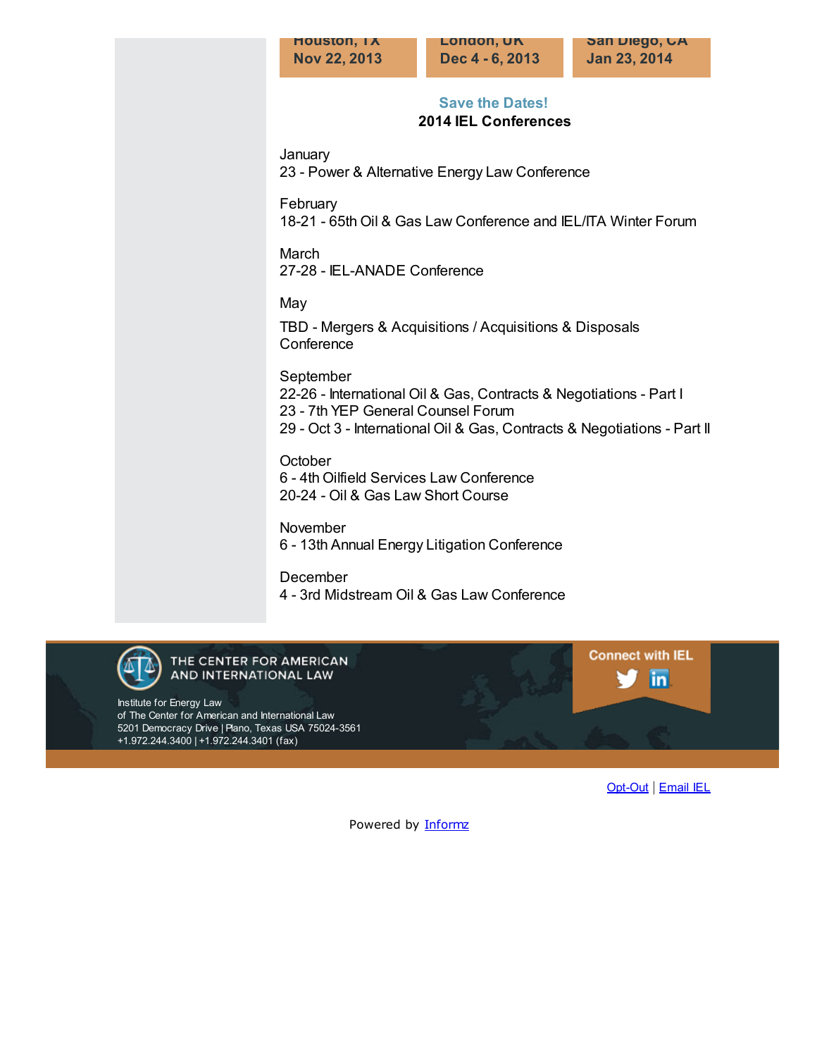| Houston, TX | London, UK | San Diego, CA |
| --- | --- | --- |
| Nov 22, 2013 | Dec 4 - 6, 2013 | Jan 23, 2014 |

**Save the Dates!**

**2014 IEL Conferences**

January
23 - Power & Alternative Energy Law Conference

February
18-21 - 65th Oil & Gas Law Conference and IEL/ITA Winter Forum

March
27-28 - IEL-ANADE Conference

May

TBD - Mergers & Acquisitions / Acquisitions & Disposals Conference

September
22-26 - International Oil & Gas, Contracts & Negotiations - Part I
23 - 7th YEP General Counsel Forum
29 - Oct 3 - International Oil & Gas, Contracts & Negotiations - Part II

October
6 - 4th Oilfield Services Law Conference
20-24 - Oil & Gas Law Short Course

November
6 - 13th Annual Energy Litigation Conference

December
4 - 3rd Midstream Oil & Gas Law Conference

THE CENTER FOR AMERICAN AND INTERNATIONAL LAW

Institute for Energy Law
of The Center for American and International Law
5201 Democracy Drive | Plano, Texas USA 75024-3561
+1.972.244.3400 | +1.972.244.3401 (fax)

Connect with IEL

Opt-Out | Email IEL

Powered by Informz